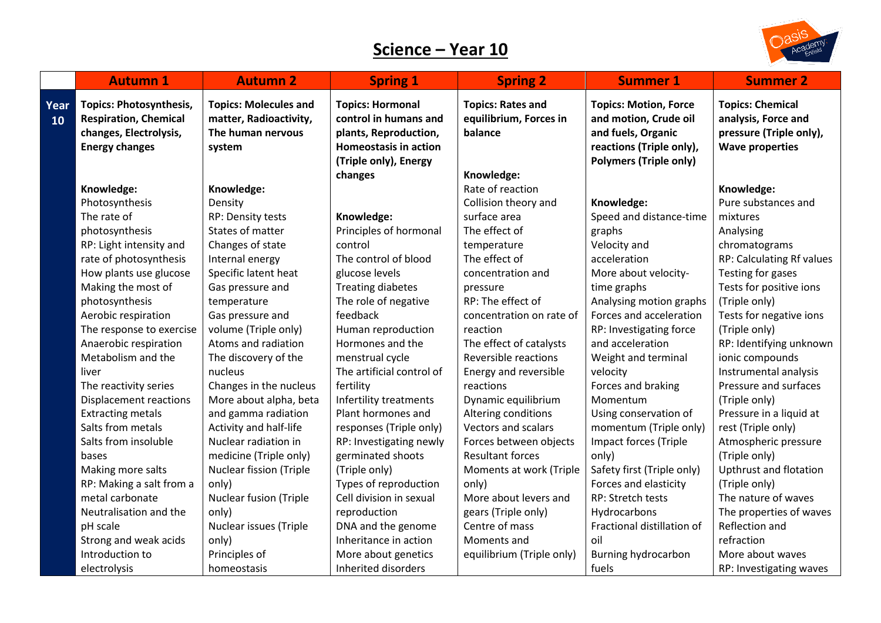# Science – Year 10

| | Autumn 1 | Autumn 2 | Spring 1 | Spring 2 | Summer 1 | Summer 2 |
|---|---|---|---|---|---|---|
| **Year 10** | **Topics: Photosynthesis, Respiration, Chemical changes, Electrolysis, Energy changes**<br><br>**Knowledge:**<br>Photosynthesis<br>The rate of photosynthesis<br>RP: Light intensity and rate of photosynthesis<br>How plants use glucose<br>Making the most of photosynthesis<br>Aerobic respiration<br>The response to exercise<br>Anaerobic respiration<br>Metabolism and the liver<br>The reactivity series<br>Displacement reactions<br>Extracting metals<br>Salts from metals<br>Salts from insoluble bases<br>Making more salts<br>RP: Making a salt from a metal carbonate<br>Neutralisation and the pH scale<br>Strong and weak acids<br>Introduction to electrolysis | **Topics: Molecules and matter, Radioactivity, The human nervous system**<br><br>**Knowledge:**<br>Density<br>RP: Density tests<br>States of matter<br>Changes of state<br>Internal energy<br>Specific latent heat<br>Gas pressure and temperature<br>Gas pressure and volume (Triple only)<br>Atoms and radiation<br>The discovery of the nucleus<br>Changes in the nucleus<br>More about alpha, beta and gamma radiation<br>Activity and half-life<br>Nuclear radiation in medicine (Triple only)<br>Nuclear fission (Triple only)<br>Nuclear fusion (Triple only)<br>Nuclear issues (Triple only)<br>Principles of homeostasis | **Topics: Hormonal control in humans and plants, Reproduction, Homeostasis in action (Triple only), Energy changes**<br><br>**Knowledge:**<br>Principles of hormonal control<br>The control of blood glucose levels<br>Treating diabetes<br>The role of negative feedback<br>Human reproduction<br>Hormones and the menstrual cycle<br>The artificial control of fertility<br>Infertility treatments<br>Plant hormones and responses (Triple only)<br>RP: Investigating newly germinated shoots (Triple only)<br>Types of reproduction<br>Cell division in sexual reproduction<br>DNA and the genome<br>Inheritance in action<br>More about genetics<br>Inherited disorders | **Topics: Rates and equilibrium, Forces in balance**<br><br>**Knowledge:**<br>Rate of reaction<br>Collision theory and surface area<br>The effect of temperature<br>The effect of concentration and pressure<br>RP: The effect of concentration on rate of reaction<br>The effect of catalysts<br>Reversible reactions<br>Energy and reversible reactions<br>Dynamic equilibrium<br>Altering conditions<br>Vectors and scalars<br>Forces between objects<br>Resultant forces<br>Moments at work (Triple only)<br>More about levers and gears (Triple only)<br>Centre of mass<br>Moments and equilibrium (Triple only) | **Topics: Motion, Force and motion, Crude oil and fuels, Organic reactions (Triple only), Polymers (Triple only)**<br><br>**Knowledge:**<br>Speed and distance-time graphs<br>Velocity and acceleration<br>More about velocity-time graphs<br>Analysing motion graphs<br>Forces and acceleration<br>RP: Investigating force and acceleration<br>Weight and terminal velocity<br>Forces and braking<br>Momentum<br>Using conservation of momentum (Triple only)<br>Impact forces (Triple only)<br>Safety first (Triple only)<br>Forces and elasticity<br>RP: Stretch tests<br>Hydrocarbons<br>Fractional distillation of oil<br>Burning hydrocarbon fuels | **Topics: Chemical analysis, Force and pressure (Triple only), Wave properties**<br><br>**Knowledge:**<br>Pure substances and mixtures<br>Analysing chromatograms<br>RP: Calculating Rf values<br>Testing for gases<br>Tests for positive ions (Triple only)<br>Tests for negative ions (Triple only)<br>RP: Identifying unknown ionic compounds<br>Instrumental analysis<br>Pressure and surfaces (Triple only)<br>Pressure in a liquid at rest (Triple only)<br>Atmospheric pressure (Triple only)<br>Upthrust and flotation (Triple only)<br>The nature of waves<br>The properties of waves<br>Reflection and refraction<br>More about waves<br>RP: Investigating waves |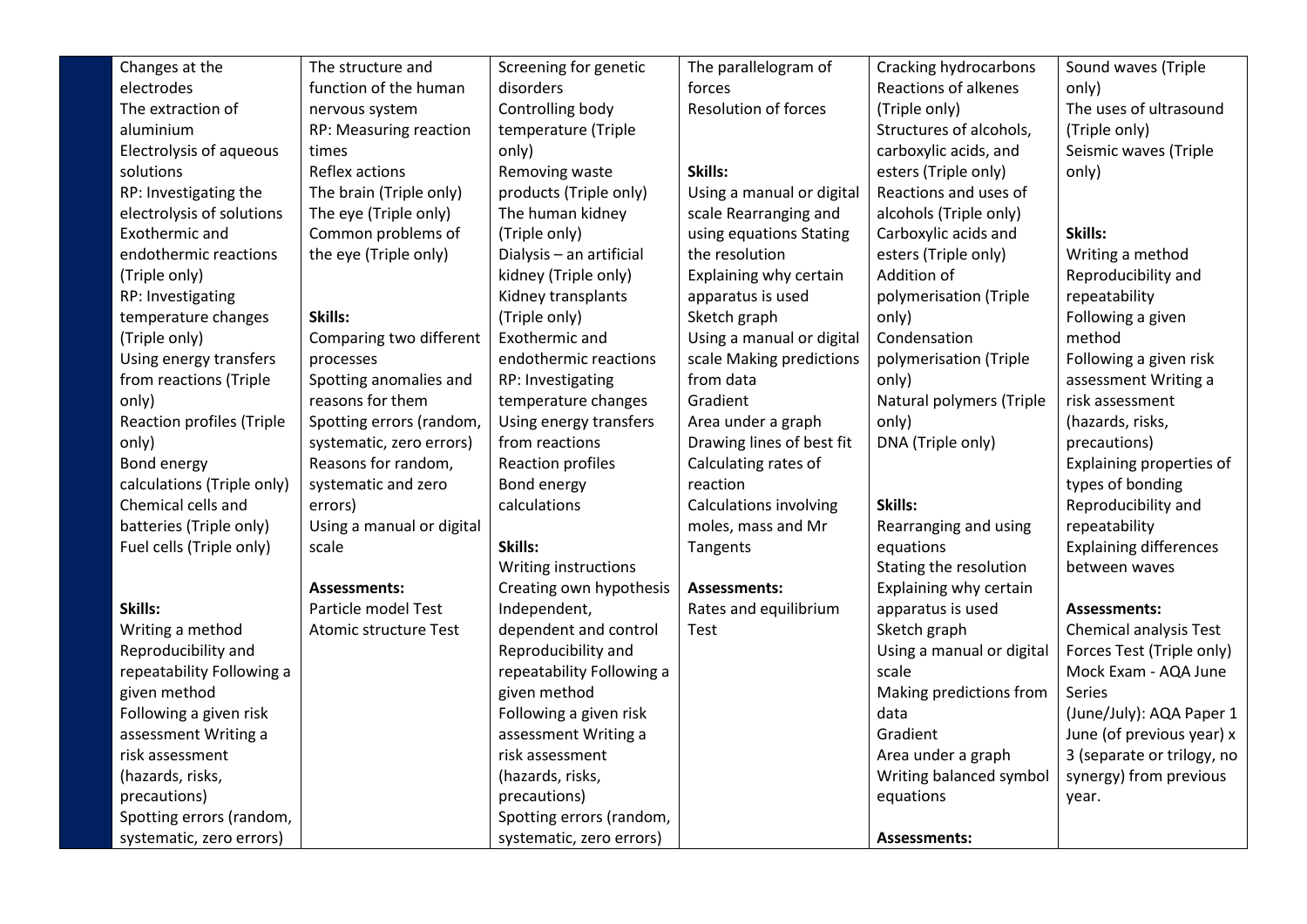| | | | | | | |
|---|---|---|---|---|---|---|
| | Changes at the electrodes<br>The extraction of aluminium<br>Electrolysis of aqueous solutions<br>RP: Investigating the electrolysis of solutions<br>Exothermic and endothermic reactions (Triple only)<br>RP: Investigating temperature changes (Triple only)<br>Using energy transfers from reactions (Triple only)<br>Reaction profiles (Triple only)<br>Bond energy calculations (Triple only)<br>Chemical cells and batteries (Triple only)<br>Fuel cells (Triple only)<br><br>**Skills:**<br>Writing a method<br>Reproducibility and repeatability Following a given method<br>Following a given risk assessment Writing a risk assessment (hazards, risks, precautions)<br>Spotting errors (random, systematic, zero errors) | The structure and function of the human nervous system<br>RP: Measuring reaction times<br>Reflex actions<br>The brain (Triple only)<br>The eye (Triple only)<br>Common problems of the eye (Triple only)<br><br>**Skills:**<br>Comparing two different processes<br>Spotting anomalies and reasons for them<br>Spotting errors (random, systematic, zero errors)<br>Reasons for random, systematic and zero errors)<br>Using a manual or digital scale<br><br>**Assessments:**<br>Particle model Test<br>Atomic structure Test | Screening for genetic disorders<br>Controlling body temperature (Triple only)<br>Removing waste products (Triple only)<br>The human kidney (Triple only)<br>Dialysis – an artificial kidney (Triple only)<br>Kidney transplants (Triple only)<br>Exothermic and endothermic reactions<br>RP: Investigating temperature changes<br>Using energy transfers from reactions<br>Reaction profiles<br>Bond energy calculations<br><br>**Skills:**<br>Writing instructions<br>Creating own hypothesis<br>Independent, dependent and control<br>Reproducibility and repeatability Following a given method<br>Following a given risk assessment Writing a risk assessment (hazards, risks, precautions)<br>Spotting errors (random, systematic, zero errors) | The parallelogram of forces<br>Resolution of forces<br><br>**Skills:**<br>Using a manual or digital scale Rearranging and using equations Stating the resolution<br>Explaining why certain apparatus is used<br>Sketch graph<br>Using a manual or digital scale Making predictions from data<br>Gradient<br>Area under a graph<br>Drawing lines of best fit<br>Calculating rates of reaction<br>Calculations involving moles, mass and Mr<br>Tangents<br><br>**Assessments:**<br>Rates and equilibrium Test | Cracking hydrocarbons<br>Reactions of alkenes (Triple only)<br>Structures of alcohols, carboxylic acids, and esters (Triple only)<br>Reactions and uses of alcohols (Triple only)<br>Carboxylic acids and esters (Triple only)<br>Addition of polymerisation (Triple only)<br>Condensation polymerisation (Triple only)<br>Natural polymers (Triple only)<br>DNA (Triple only)<br><br>**Skills:**<br>Rearranging and using equations<br>Stating the resolution<br>Explaining why certain apparatus is used<br>Sketch graph<br>Using a manual or digital scale<br>Making predictions from data<br>Gradient<br>Area under a graph<br>Writing balanced symbol equations<br><br>**Assessments:** | Sound waves (Triple only)<br>The uses of ultrasound (Triple only)<br>Seismic waves (Triple only)<br><br>**Skills:**<br>Writing a method<br>Reproducibility and repeatability<br>Following a given method<br>Following a given risk assessment Writing a risk assessment (hazards, risks, precautions)<br>Explaining properties of types of bonding<br>Reproducibility and repeatability<br>Explaining differences between waves<br><br>**Assessments:**<br>Chemical analysis Test<br>Forces Test (Triple only)<br>Mock Exam - AQA June Series<br>(June/July): AQA Paper 1 June (of previous year) x 3 (separate or trilogy, no synergy) from previous year. |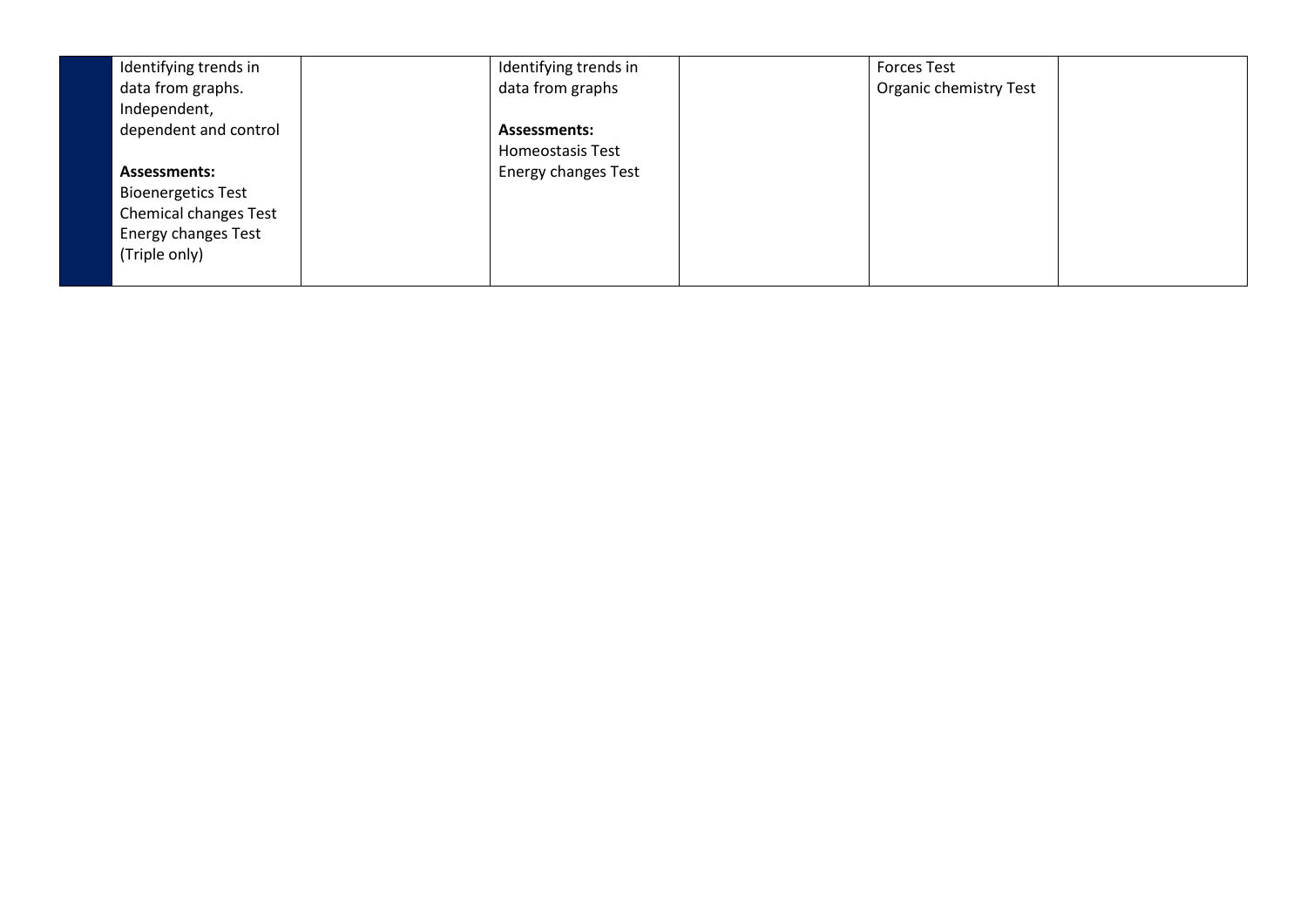| | | | | | | |
|---|---|---|---|---|---|---|
| | Identifying trends in data from graphs.<br>Independent, dependent and control<br><br>**Assessments:**<br>Bioenergetics Test<br>Chemical changes Test<br>Energy changes Test (Triple only) | | Identifying trends in data from graphs<br><br>**Assessments:**<br>Homeostasis Test<br>Energy changes Test | | Forces Test<br>Organic chemistry Test | |